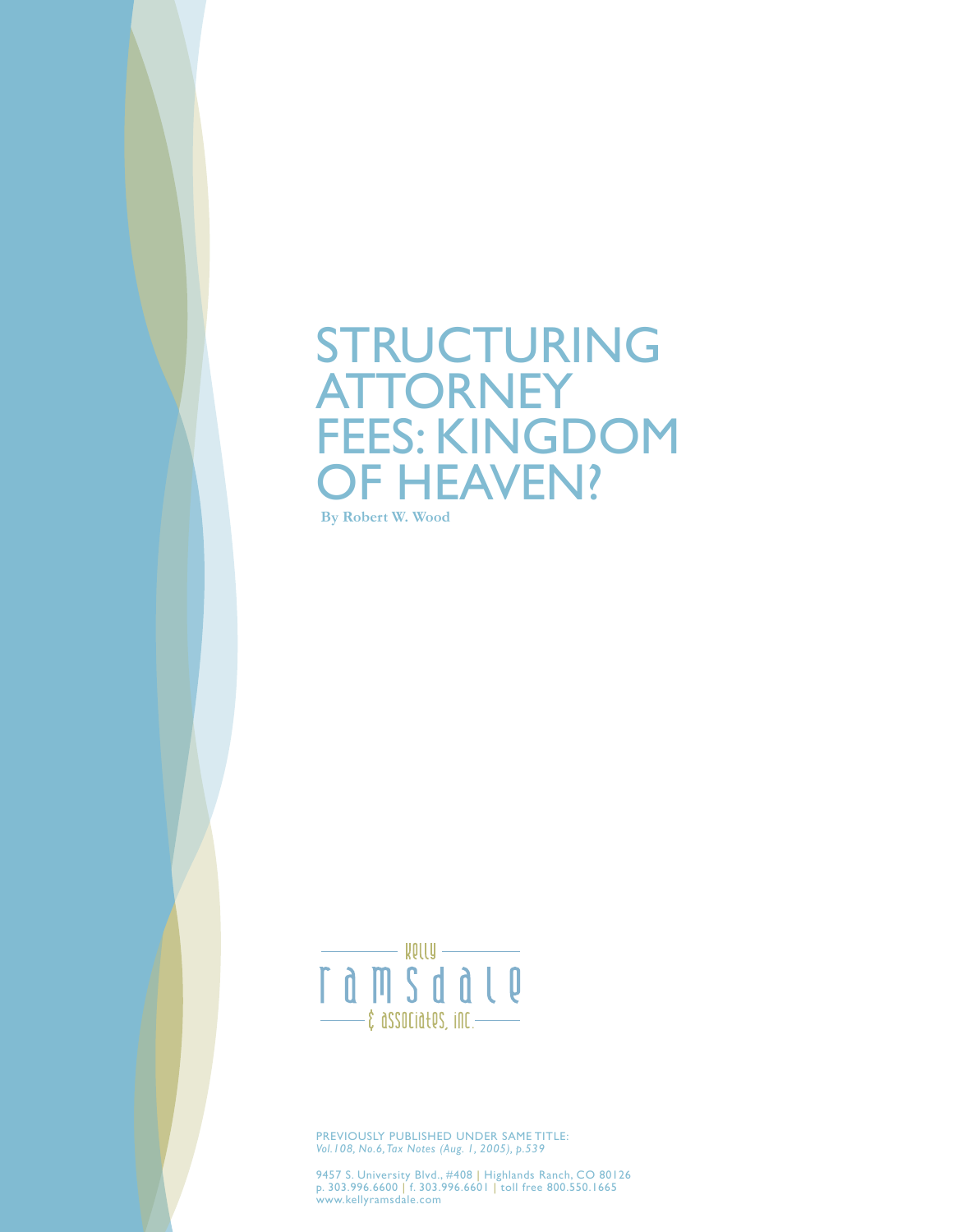# STRUCTURING ATTORNEY FEES: KINGDOM OF HEAVEN?

**By Robert W. Wood**

kelly
ramsdale
& associates, inc.

PREVIOUSLY PUBLISHED UNDER SAME TITLE:
*Vol.108, No.6, Tax Notes (Aug. 1, 2005), p.539*

9457 S. University Blvd., #408 | Highlands Ranch, CO 80126
p. 303.996.6600 | f. 303.996.6601 | toll free 800.550.1665
www.kellyramsdale.com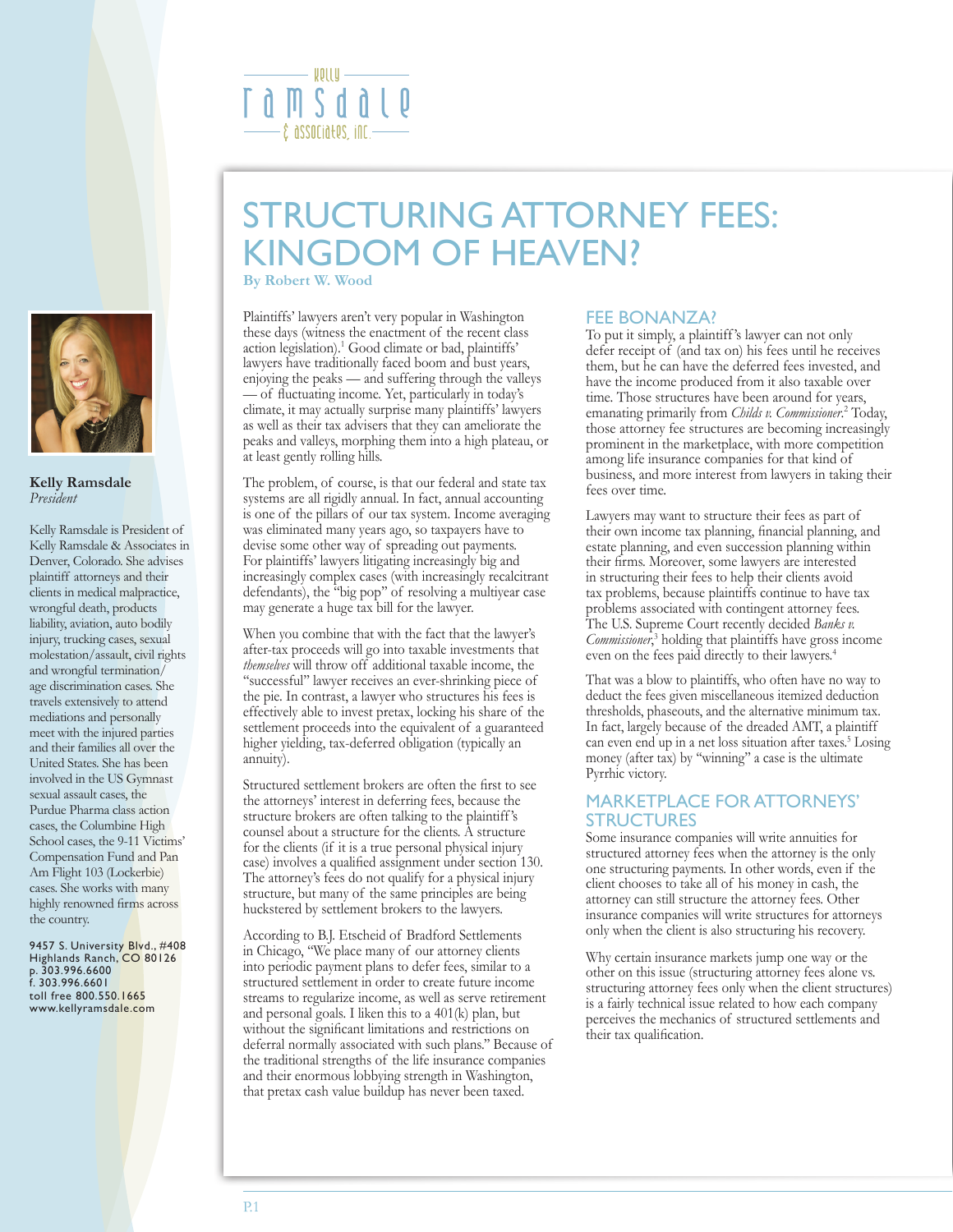# STRUCTURING ATTORNEY FEES: KINGDOM OF HEAVEN?

**By Robert W. Wood**

**Kelly Ramsdale**
*President*

Kelly Ramsdale is President of Kelly Ramsdale & Associates in Denver, Colorado. She advises plaintiff attorneys and their clients in medical malpractice, wrongful death, products liability, aviation, auto bodily injury, trucking cases, sexual molestation/assault, civil rights and wrongful termination/age discrimination cases. She travels extensively to attend mediations and personally meet with the injured parties and their families all over the United States. She has been involved in the US Gymnast sexual assault cases, the Purdue Pharma class action cases, the Columbine High School cases, the 9-11 Victims' Compensation Fund and Pan Am Flight 103 (Lockerbie) cases. She works with many highly renowned firms across the country.

9457 S. University Blvd., #408
Highlands Ranch, CO 80126
p. 303.996.6600
f. 303.996.6601
toll free 800.550.1665
www.kellyramsdale.com

Plaintiffs' lawyers aren't very popular in Washington these days (witness the enactment of the recent class action legislation).[1] Good climate or bad, plaintiffs' lawyers have traditionally faced boom and bust years, enjoying the peaks — and suffering through the valleys — of fluctuating income. Yet, particularly in today's climate, it may actually surprise many plaintiffs' lawyers as well as their tax advisers that they can ameliorate the peaks and valleys, morphing them into a high plateau, or at least gently rolling hills.

The problem, of course, is that our federal and state tax systems are all rigidly annual. In fact, annual accounting is one of the pillars of our tax system. Income averaging was eliminated many years ago, so taxpayers have to devise some other way of spreading out payments. For plaintiffs' lawyers litigating increasingly big and increasingly complex cases (with increasingly recalcitrant defendants), the "big pop" of resolving a multiyear case may generate a huge tax bill for the lawyer.

When you combine that with the fact that the lawyer's after-tax proceeds will go into taxable investments that *themselves* will throw off additional taxable income, the "successful" lawyer receives an ever-shrinking piece of the pie. In contrast, a lawyer who structures his fees is effectively able to invest pretax, locking his share of the settlement proceeds into the equivalent of a guaranteed higher yielding, tax-deferred obligation (typically an annuity).

Structured settlement brokers are often the first to see the attorneys' interest in deferring fees, because the structure brokers are often talking to the plaintiff's counsel about a structure for the clients. A structure for the clients (if it is a true personal physical injury case) involves a qualified assignment under section 130. The attorney's fees do not qualify for a physical injury structure, but many of the same principles are being huckstered by settlement brokers to the lawyers.

According to B.J. Etscheid of Bradford Settlements in Chicago, "We place many of our attorney clients into periodic payment plans to defer fees, similar to a structured settlement in order to create future income streams to regularize income, as well as serve retirement and personal goals. I liken this to a 401(k) plan, but without the significant limitations and restrictions on deferral normally associated with such plans." Because of the traditional strengths of the life insurance companies and their enormous lobbying strength in Washington, that pretax cash value buildup has never been taxed.

## FEE BONANZA?

To put it simply, a plaintiff's lawyer can not only defer receipt of (and tax on) his fees until he receives them, but he can have the deferred fees invested, and have the income produced from it also taxable over time. Those structures have been around for years, emanating primarily from *Childs v. Commissioner*.[2] Today, those attorney fee structures are becoming increasingly prominent in the marketplace, with more competition among life insurance companies for that kind of business, and more interest from lawyers in taking their fees over time.

Lawyers may want to structure their fees as part of their own income tax planning, financial planning, and estate planning, and even succession planning within their firms. Moreover, some lawyers are interested in structuring their fees to help their clients avoid tax problems, because plaintiffs continue to have tax problems associated with contingent attorney fees. The U.S. Supreme Court recently decided *Banks v. Commissioner*,[3] holding that plaintiffs have gross income even on the fees paid directly to their lawyers.[4]

That was a blow to plaintiffs, who often have no way to deduct the fees given miscellaneous itemized deduction thresholds, phaseouts, and the alternative minimum tax. In fact, largely because of the dreaded AMT, a plaintiff can even end up in a net loss situation after taxes.[5] Losing money (after tax) by "winning" a case is the ultimate Pyrrhic victory.

## MARKETPLACE FOR ATTORNEYS' STRUCTURES

Some insurance companies will write annuities for structured attorney fees when the attorney is the only one structuring payments. In other words, even if the client chooses to take all of his money in cash, the attorney can still structure the attorney fees. Other insurance companies will write structures for attorneys only when the client is also structuring his recovery.

Why certain insurance markets jump one way or the other on this issue (structuring attorney fees alone vs. structuring attorney fees only when the client structures) is a fairly technical issue related to how each company perceives the mechanics of structured settlements and their tax qualification.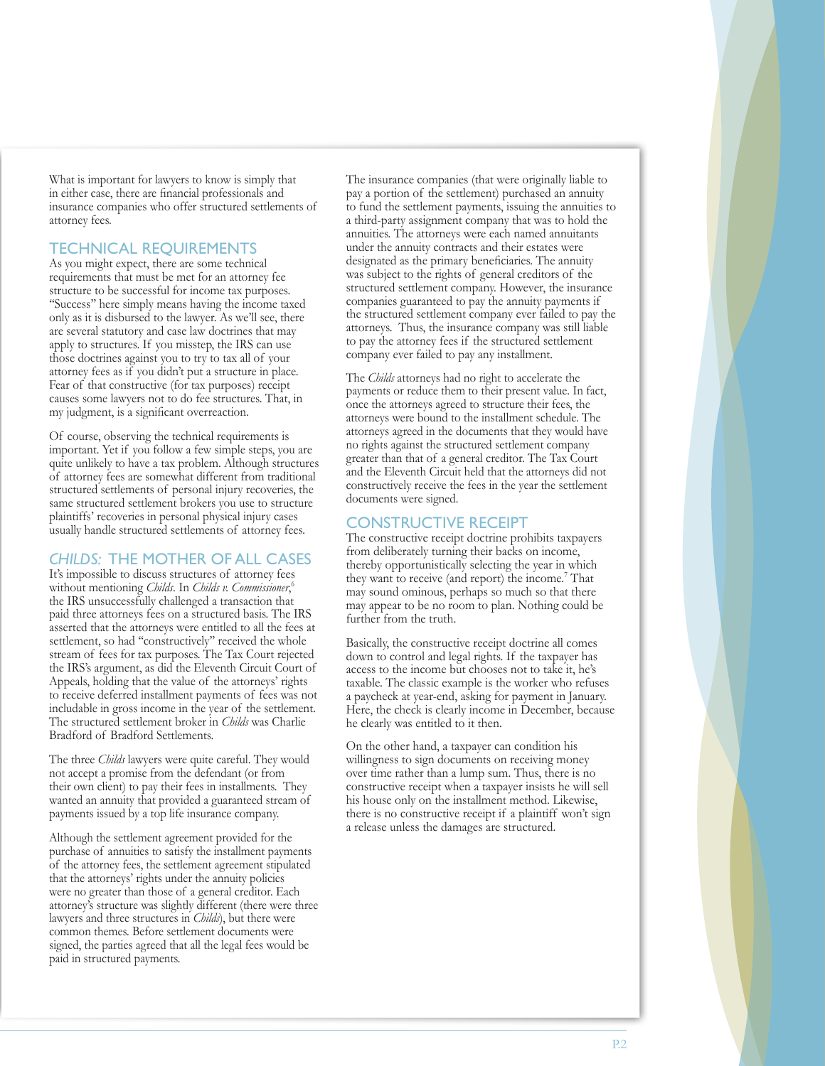What is important for lawyers to know is simply that in either case, there are financial professionals and insurance companies who offer structured settlements of attorney fees.

## TECHNICAL REQUIREMENTS

As you might expect, there are some technical requirements that must be met for an attorney fee structure to be successful for income tax purposes. "Success" here simply means having the income taxed only as it is disbursed to the lawyer. As we'll see, there are several statutory and case law doctrines that may apply to structures. If you misstep, the IRS can use those doctrines against you to try to tax all of your attorney fees as if you didn't put a structure in place. Fear of that constructive (for tax purposes) receipt causes some lawyers not to do fee structures. That, in my judgment, is a significant overreaction.

Of course, observing the technical requirements is important. Yet if you follow a few simple steps, you are quite unlikely to have a tax problem. Although structures of attorney fees are somewhat different from traditional structured settlements of personal injury recoveries, the same structured settlement brokers you use to structure plaintiffs' recoveries in personal physical injury cases usually handle structured settlements of attorney fees.

## *CHILDS:* THE MOTHER OF ALL CASES

It's impossible to discuss structures of attorney fees without mentioning *Childs*. In *Childs v. Commissioner*,[6] the IRS unsuccessfully challenged a transaction that paid three attorneys fees on a structured basis. The IRS asserted that the attorneys were entitled to all the fees at settlement, so had "constructively" received the whole stream of fees for tax purposes. The Tax Court rejected the IRS's argument, as did the Eleventh Circuit Court of Appeals, holding that the value of the attorneys' rights to receive deferred installment payments of fees was not includable in gross income in the year of the settlement. The structured settlement broker in *Childs* was Charlie Bradford of Bradford Settlements.

The three *Childs* lawyers were quite careful. They would not accept a promise from the defendant (or from their own client) to pay their fees in installments. They wanted an annuity that provided a guaranteed stream of payments issued by a top life insurance company.

Although the settlement agreement provided for the purchase of annuities to satisfy the installment payments of the attorney fees, the settlement agreement stipulated that the attorneys' rights under the annuity policies were no greater than those of a general creditor. Each attorney's structure was slightly different (there were three lawyers and three structures in *Childs*), but there were common themes. Before settlement documents were signed, the parties agreed that all the legal fees would be paid in structured payments.

The insurance companies (that were originally liable to pay a portion of the settlement) purchased an annuity to fund the settlement payments, issuing the annuities to a third-party assignment company that was to hold the annuities. The attorneys were each named annuitants under the annuity contracts and their estates were designated as the primary beneficiaries. The annuity was subject to the rights of general creditors of the structured settlement company. However, the insurance companies guaranteed to pay the annuity payments if the structured settlement company ever failed to pay the attorneys. Thus, the insurance company was still liable to pay the attorney fees if the structured settlement company ever failed to pay any installment.

The *Childs* attorneys had no right to accelerate the payments or reduce them to their present value. In fact, once the attorneys agreed to structure their fees, the attorneys were bound to the installment schedule. The attorneys agreed in the documents that they would have no rights against the structured settlement company greater than that of a general creditor. The Tax Court and the Eleventh Circuit held that the attorneys did not constructively receive the fees in the year the settlement documents were signed.

## CONSTRUCTIVE RECEIPT

The constructive receipt doctrine prohibits taxpayers from deliberately turning their backs on income, thereby opportunistically selecting the year in which they want to receive (and report) the income.[7] That may sound ominous, perhaps so much so that there may appear to be no room to plan. Nothing could be further from the truth.

Basically, the constructive receipt doctrine all comes down to control and legal rights. If the taxpayer has access to the income but chooses not to take it, he's taxable. The classic example is the worker who refuses a paycheck at year-end, asking for payment in January. Here, the check is clearly income in December, because he clearly was entitled to it then.

On the other hand, a taxpayer can condition his willingness to sign documents on receiving money over time rather than a lump sum. Thus, there is no constructive receipt when a taxpayer insists he will sell his house only on the installment method. Likewise, there is no constructive receipt if a plaintiff won't sign a release unless the damages are structured.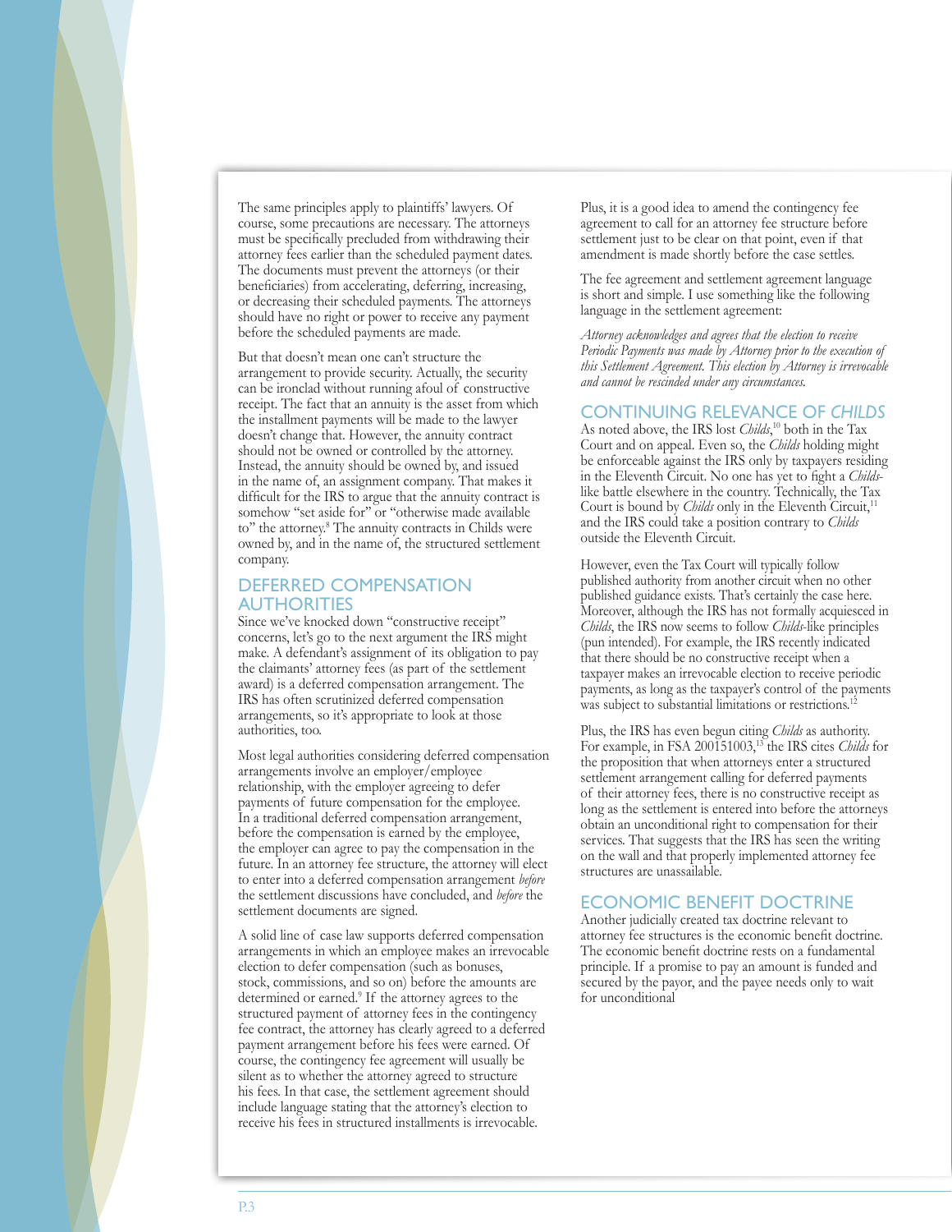The same principles apply to plaintiffs' lawyers. Of course, some precautions are necessary. The attorneys must be specifically precluded from withdrawing their attorney fees earlier than the scheduled payment dates. The documents must prevent the attorneys (or their beneficiaries) from accelerating, deferring, increasing, or decreasing their scheduled payments. The attorneys should have no right or power to receive any payment before the scheduled payments are made.

But that doesn't mean one can't structure the arrangement to provide security. Actually, the security can be ironclad without running afoul of constructive receipt. The fact that an annuity is the asset from which the installment payments will be made to the lawyer doesn't change that. However, the annuity contract should not be owned or controlled by the attorney. Instead, the annuity should be owned by, and issued in the name of, an assignment company. That makes it difficult for the IRS to argue that the annuity contract is somehow "set aside for" or "otherwise made available to" the attorney.[8] The annuity contracts in Childs were owned by, and in the name of, the structured settlement company.

## DEFERRED COMPENSATION AUTHORITIES

Since we've knocked down "constructive receipt" concerns, let's go to the next argument the IRS might make. A defendant's assignment of its obligation to pay the claimants' attorney fees (as part of the settlement award) is a deferred compensation arrangement. The IRS has often scrutinized deferred compensation arrangements, so it's appropriate to look at those authorities, too.

Most legal authorities considering deferred compensation arrangements involve an employer/employee relationship, with the employer agreeing to defer payments of future compensation for the employee. In a traditional deferred compensation arrangement, before the compensation is earned by the employee, the employer can agree to pay the compensation in the future. In an attorney fee structure, the attorney will elect to enter into a deferred compensation arrangement *before* the settlement discussions have concluded, and *before* the settlement documents are signed.

A solid line of case law supports deferred compensation arrangements in which an employee makes an irrevocable election to defer compensation (such as bonuses, stock, commissions, and so on) before the amounts are determined or earned.[9] If the attorney agrees to the structured payment of attorney fees in the contingency fee contract, the attorney has clearly agreed to a deferred payment arrangement before his fees were earned. Of course, the contingency fee agreement will usually be silent as to whether the attorney agreed to structure his fees. In that case, the settlement agreement should include language stating that the attorney's election to receive his fees in structured installments is irrevocable.

Plus, it is a good idea to amend the contingency fee agreement to call for an attorney fee structure before settlement just to be clear on that point, even if that amendment is made shortly before the case settles.

The fee agreement and settlement agreement language is short and simple. I use something like the following language in the settlement agreement:

*Attorney acknowledges and agrees that the election to receive Periodic Payments was made by Attorney prior to the execution of this Settlement Agreement. This election by Attorney is irrevocable and cannot be rescinded under any circumstances.*

## CONTINUING RELEVANCE OF *CHILDS*

As noted above, the IRS lost *Childs*,[10] both in the Tax Court and on appeal. Even so, the *Childs* holding might be enforceable against the IRS only by taxpayers residing in the Eleventh Circuit. No one has yet to fight a *Childs*-like battle elsewhere in the country. Technically, the Tax Court is bound by *Childs* only in the Eleventh Circuit,[11] and the IRS could take a position contrary to *Childs* outside the Eleventh Circuit.

However, even the Tax Court will typically follow published authority from another circuit when no other published guidance exists. That's certainly the case here. Moreover, although the IRS has not formally acquiesced in *Childs*, the IRS now seems to follow *Childs*-like principles (pun intended). For example, the IRS recently indicated that there should be no constructive receipt when a taxpayer makes an irrevocable election to receive periodic payments, as long as the taxpayer's control of the payments was subject to substantial limitations or restrictions.[12]

Plus, the IRS has even begun citing *Childs* as authority. For example, in FSA 200151003,[13] the IRS cites *Childs* for the proposition that when attorneys enter a structured settlement arrangement calling for deferred payments of their attorney fees, there is no constructive receipt as long as the settlement is entered into before the attorneys obtain an unconditional right to compensation for their services. That suggests that the IRS has seen the writing on the wall and that properly implemented attorney fee structures are unassailable.

## ECONOMIC BENEFIT DOCTRINE

Another judicially created tax doctrine relevant to attorney fee structures is the economic benefit doctrine. The economic benefit doctrine rests on a fundamental principle. If a promise to pay an amount is funded and secured by the payor, and the payee needs only to wait for unconditional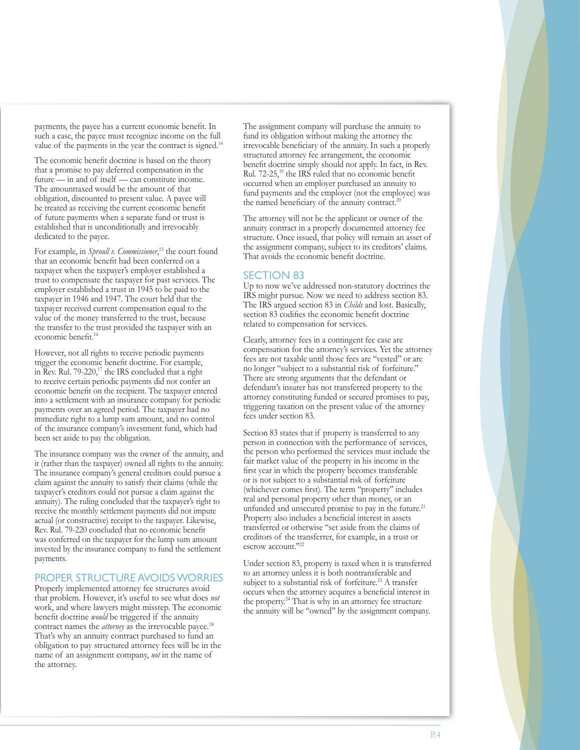payments, the payee has a current economic benefit. In such a case, the payee must recognize income on the full value of the payments in the year the contract is signed.[14]

The economic benefit doctrine is based on the theory that a promise to pay deferred compensation in the future — in and of itself — can constitute income. The amounttaxed would be the amount of that obligation, discounted to present value. A payee will be treated as receiving the current economic benefit of future payments when a separate fund or trust is established that is unconditionally and irrevocably dedicated to the payee.

For example, in *Sproull v. Commissioner*,[15] the court found that an economic benefit had been conferred on a taxpayer when the taxpayer's employer established a trust to compensate the taxpayer for past services. The employer established a trust in 1945 to be paid to the taxpayer in 1946 and 1947. The court held that the taxpayer received current compensation equal to the value of the money transferred to the trust, because the transfer to the trust provided the taxpayer with an economic benefit.[16]

However, not all rights to receive periodic payments trigger the economic benefit doctrine. For example, in Rev. Rul. 79-220,[17] the IRS concluded that a right to receive certain periodic payments did not confer an economic benefit on the recipient. The taxpayer entered into a settlement with an insurance company for periodic payments over an agreed period. The taxpayer had no immediate right to a lump sum amount, and no control of the insurance company's investment fund, which had been set aside to pay the obligation.

The insurance company was the owner of the annuity, and it (rather than the taxpayer) owned all rights to the annuity. The insurance company's general creditors could pursue a claim against the annuity to satisfy their claims (while the taxpayer's creditors could not pursue a claim against the annuity). The ruling concluded that the taxpayer's right to receive the monthly settlement payments did not impute actual (or constructive) receipt to the taxpayer. Likewise, Rev. Rul. 79-220 concluded that no economic benefit was conferred on the taxpayer for the lump sum amount invested by the insurance company to fund the settlement payments.

## PROPER STRUCTURE AVOIDS WORRIES

Properly implemented attorney fee structures avoid that problem. However, it's useful to see what does *not* work, and where lawyers might misstep. The economic benefit doctrine *would* be triggered if the annuity contract names the *attorney* as the irrevocable payee.[18] That's why an annuity contract purchased to fund an obligation to pay structured attorney fees will be in the name of an assignment company, *not* in the name of the attorney.

The assignment company will purchase the annuity to fund its obligation without making the attorney the irrevocable beneficiary of the annuity. In such a properly structured attorney fee arrangement, the economic benefit doctrine simply should not apply. In fact, in Rev. Rul. 72-25,[19] the IRS ruled that no economic benefit occurred when an employer purchased an annuity to fund payments and the employer (not the employee) was the named beneficiary of the annuity contract.[20]

The attorney will not be the applicant or owner of the annuity contract in a properly documented attorney fee structure. Once issued, that policy will remain an asset of the assignment company, subject to its creditors' claims. That avoids the economic benefit doctrine.

## SECTION 83

Up to now we've addressed non-statutory doctrines the IRS might pursue. Now we need to address section 83. The IRS argued section 83 in *Childs* and lost. Basically, section 83 codifies the economic benefit doctrine related to compensation for services.

Clearly, attorney fees in a contingent fee case are compensation for the attorney's services. Yet the attorney fees are not taxable until those fees are "vested" or are no longer "subject to a substantial risk of forfeiture." There are strong arguments that the defendant or defendant's insurer has not transferred property to the attorney constituting funded or secured promises to pay, triggering taxation on the present value of the attorney fees under section 83.

Section 83 states that if property is transferred to any person in connection with the performance of services, the person who performed the services must include the fair market value of the property in his income in the first year in which the property becomes transferable or is not subject to a substantial risk of forfeiture (whichever comes first). The term "property" includes real and personal property other than money, or an unfunded and unsecured promise to pay in the future.[21] Property also includes a beneficial interest in assets transferred or otherwise "set aside from the claims of creditors of the transferrer, for example, in a trust or escrow account."[22]

Under section 83, property is taxed when it is transferred to an attorney unless it is both nontransferable and subject to a substantial risk of forfeiture.[23] A transfer occurs when the attorney acquires a beneficial interest in the property.[24] That is why in an attorney fee structure the annuity will be "owned" by the assignment company.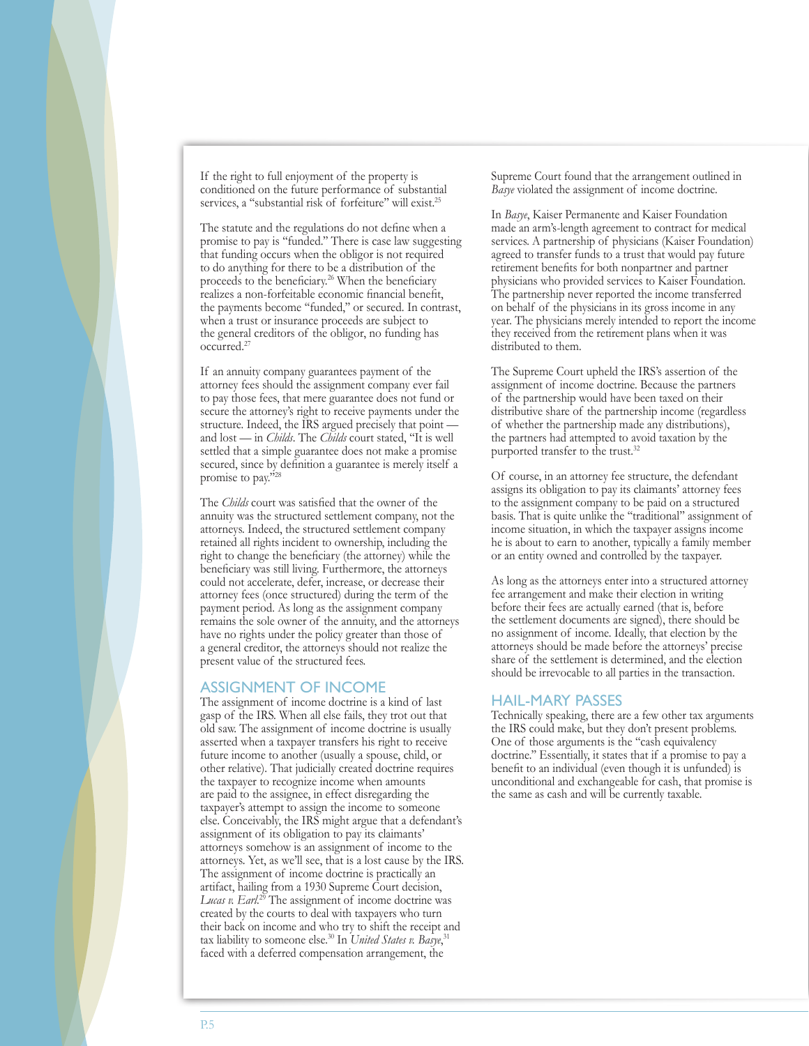If the right to full enjoyment of the property is conditioned on the future performance of substantial services, a "substantial risk of forfeiture" will exist.[25]

The statute and the regulations do not define when a promise to pay is "funded." There is case law suggesting that funding occurs when the obligor is not required to do anything for there to be a distribution of the proceeds to the beneficiary.[26] When the beneficiary realizes a non-forfeitable economic financial benefit, the payments become "funded," or secured. In contrast, when a trust or insurance proceeds are subject to the general creditors of the obligor, no funding has occurred.[27]

If an annuity company guarantees payment of the attorney fees should the assignment company ever fail to pay those fees, that mere guarantee does not fund or secure the attorney's right to receive payments under the structure. Indeed, the IRS argued precisely that point — and lost — in *Childs*. The *Childs* court stated, "It is well settled that a simple guarantee does not make a promise secured, since by definition a guarantee is merely itself a promise to pay."[28]

The *Childs* court was satisfied that the owner of the annuity was the structured settlement company, not the attorneys. Indeed, the structured settlement company retained all rights incident to ownership, including the right to change the beneficiary (the attorney) while the beneficiary was still living. Furthermore, the attorneys could not accelerate, defer, increase, or decrease their attorney fees (once structured) during the term of the payment period. As long as the assignment company remains the sole owner of the annuity, and the attorneys have no rights under the policy greater than those of a general creditor, the attorneys should not realize the present value of the structured fees.

## ASSIGNMENT OF INCOME

The assignment of income doctrine is a kind of last gasp of the IRS. When all else fails, they trot out that old saw. The assignment of income doctrine is usually asserted when a taxpayer transfers his right to receive future income to another (usually a spouse, child, or other relative). That judicially created doctrine requires the taxpayer to recognize income when amounts are paid to the assignee, in effect disregarding the taxpayer's attempt to assign the income to someone else. Conceivably, the IRS might argue that a defendant's assignment of its obligation to pay its claimants' attorneys somehow is an assignment of income to the attorneys. Yet, as we'll see, that is a lost cause by the IRS. The assignment of income doctrine is practically an artifact, hailing from a 1930 Supreme Court decision, *Lucas v. Earl*.[29] The assignment of income doctrine was created by the courts to deal with taxpayers who turn their back on income and who try to shift the receipt and tax liability to someone else.[30] In *United States v. Basye*,[31] faced with a deferred compensation arrangement, the Supreme Court found that the arrangement outlined in *Basye* violated the assignment of income doctrine.

In *Basye*, Kaiser Permanente and Kaiser Foundation made an arm's-length agreement to contract for medical services. A partnership of physicians (Kaiser Foundation) agreed to transfer funds to a trust that would pay future retirement benefits for both nonpartner and partner physicians who provided services to Kaiser Foundation. The partnership never reported the income transferred on behalf of the physicians in its gross income in any year. The physicians merely intended to report the income they received from the retirement plans when it was distributed to them.

The Supreme Court upheld the IRS's assertion of the assignment of income doctrine. Because the partners of the partnership would have been taxed on their distributive share of the partnership income (regardless of whether the partnership made any distributions), the partners had attempted to avoid taxation by the purported transfer to the trust.[32]

Of course, in an attorney fee structure, the defendant assigns its obligation to pay its claimants' attorney fees to the assignment company to be paid on a structured basis. That is quite unlike the "traditional" assignment of income situation, in which the taxpayer assigns income he is about to earn to another, typically a family member or an entity owned and controlled by the taxpayer.

As long as the attorneys enter into a structured attorney fee arrangement and make their election in writing before their fees are actually earned (that is, before the settlement documents are signed), there should be no assignment of income. Ideally, that election by the attorneys should be made before the attorneys' precise share of the settlement is determined, and the election should be irrevocable to all parties in the transaction.

## HAIL-MARY PASSES

Technically speaking, there are a few other tax arguments the IRS could make, but they don't present problems. One of those arguments is the "cash equivalency doctrine." Essentially, it states that if a promise to pay a benefit to an individual (even though it is unfunded) is unconditional and exchangeable for cash, that promise is the same as cash and will be currently taxable.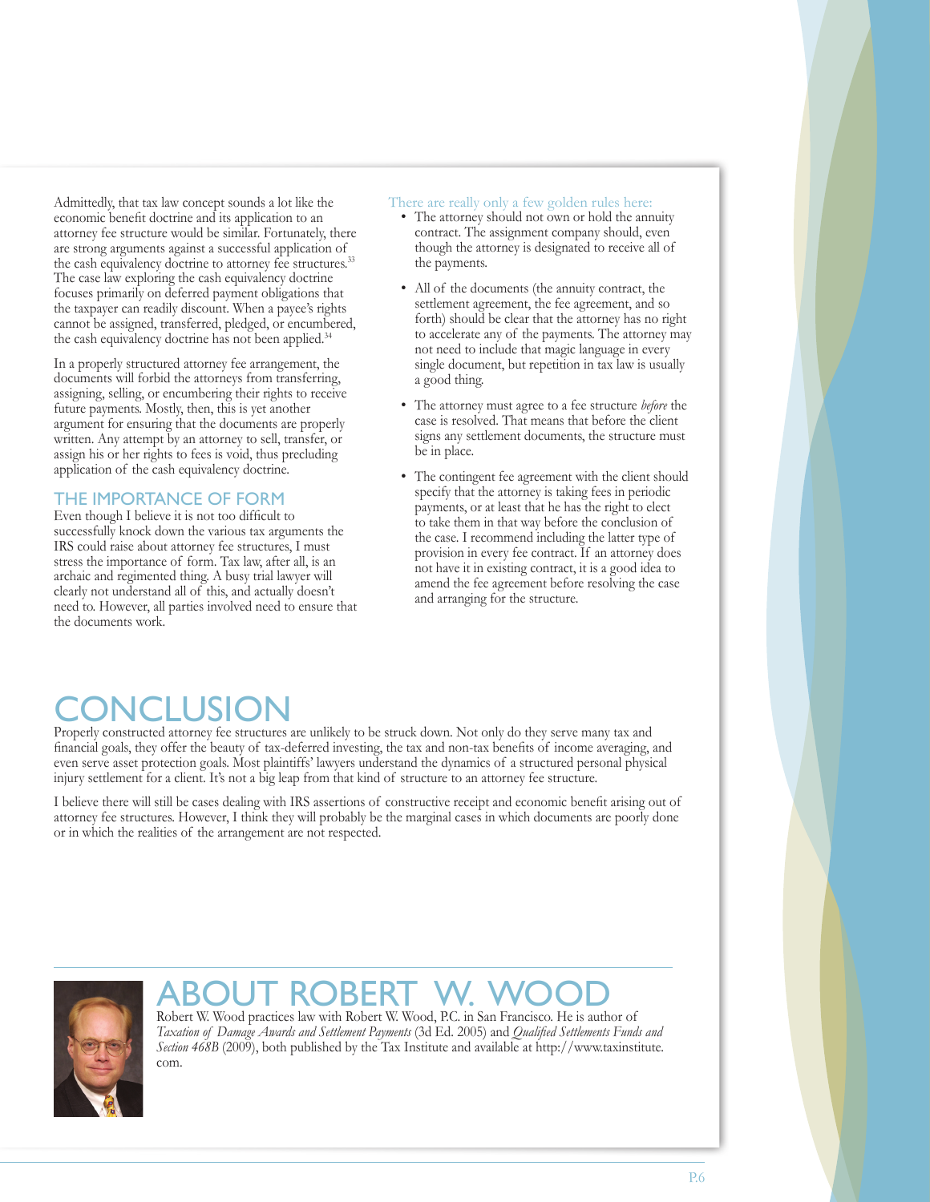Admittedly, that tax law concept sounds a lot like the economic benefit doctrine and its application to an attorney fee structure would be similar. Fortunately, there are strong arguments against a successful application of the cash equivalency doctrine to attorney fee structures.[33] The case law exploring the cash equivalency doctrine focuses primarily on deferred payment obligations that the taxpayer can readily discount. When a payee's rights cannot be assigned, transferred, pledged, or encumbered, the cash equivalency doctrine has not been applied.[34]

In a properly structured attorney fee arrangement, the documents will forbid the attorneys from transferring, assigning, selling, or encumbering their rights to receive future payments. Mostly, then, this is yet another argument for ensuring that the documents are properly written. Any attempt by an attorney to sell, transfer, or assign his or her rights to fees is void, thus precluding application of the cash equivalency doctrine.

### THE IMPORTANCE OF FORM

Even though I believe it is not too difficult to successfully knock down the various tax arguments the IRS could raise about attorney fee structures, I must stress the importance of form. Tax law, after all, is an archaic and regimented thing. A busy trial lawyer will clearly not understand all of this, and actually doesn't need to. However, all parties involved need to ensure that the documents work.

There are really only a few golden rules here:

- The attorney should not own or hold the annuity contract. The assignment company should, even though the attorney is designated to receive all of the payments.
- All of the documents (the annuity contract, the settlement agreement, the fee agreement, and so forth) should be clear that the attorney has no right to accelerate any of the payments. The attorney may not need to include that magic language in every single document, but repetition in tax law is usually a good thing.
- The attorney must agree to a fee structure *before* the case is resolved. That means that before the client signs any settlement documents, the structure must be in place.
- The contingent fee agreement with the client should specify that the attorney is taking fees in periodic payments, or at least that he has the right to elect to take them in that way before the conclusion of the case. I recommend including the latter type of provision in every fee contract. If an attorney does not have it in existing contract, it is a good idea to amend the fee agreement before resolving the case and arranging for the structure.

## CONCLUSION

Properly constructed attorney fee structures are unlikely to be struck down. Not only do they serve many tax and financial goals, they offer the beauty of tax-deferred investing, the tax and non-tax benefits of income averaging, and even serve asset protection goals. Most plaintiffs' lawyers understand the dynamics of a structured personal physical injury settlement for a client. It's not a big leap from that kind of structure to an attorney fee structure.

I believe there will still be cases dealing with IRS assertions of constructive receipt and economic benefit arising out of attorney fee structures. However, I think they will probably be the marginal cases in which documents are poorly done or in which the realities of the arrangement are not respected.

## ABOUT ROBERT W. WOOD

Robert W. Wood practices law with Robert W. Wood, P.C. in San Francisco. He is author of *Taxation of Damage Awards and Settlement Payments* (3d Ed. 2005) and *Qualified Settlements Funds and Section 468B* (2009), both published by the Tax Institute and available at http://www.taxinstitute.com.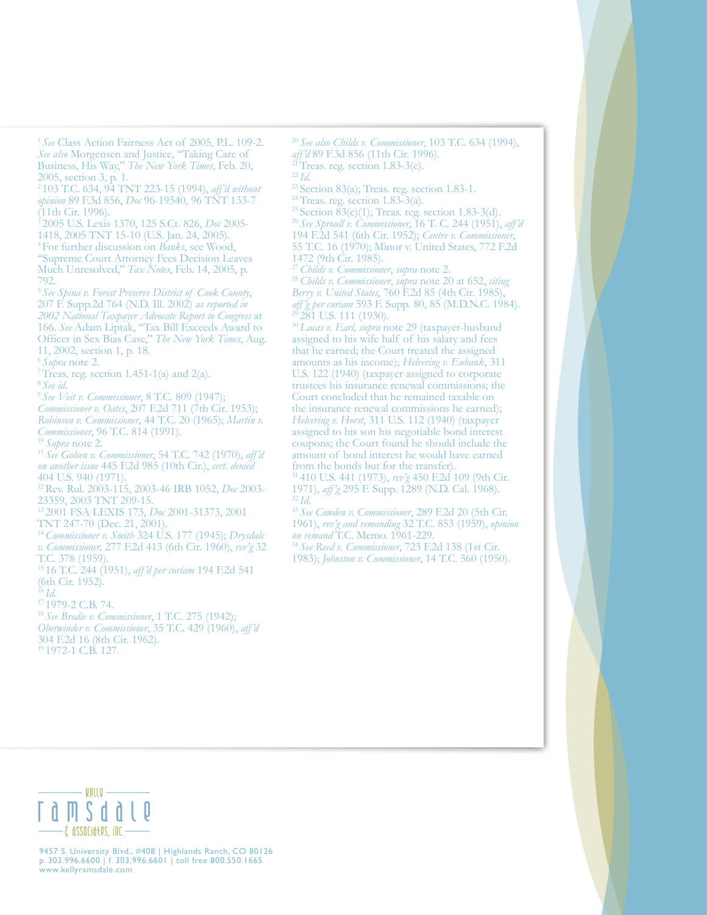[1] *See* Class Action Fairness Act of 2005, P.L. 109-2. *See also* Morgensen and Justice, "Taking Care of Business, His Way," *The New York Times*, Feb. 20, 2005, section 3, p. 1.

[2] 103 T.C. 634, 94 TNT 223-15 (1994), *aff'd without opinion* 89 F.3d 856, *Doc* 96-19540, 96 TNT 133-7 (11th Cir. 1996).

[3] 2005 U.S. Lexis 1370, 125 S.Ct. 826, *Doc* 2005-1418, 2005 TNT 15-10 (U.S. Jan. 24, 2005).

[4] For further discussion on *Banks*, see Wood, "Supreme Court Attorney Fees Decision Leaves Much Unresolved," *Tax Notes*, Feb. 14, 2005, p. 792.

[5] *See Spina v. Forest Preserve District of Cook County*, 207 F. Supp.2d 764 (N.D. Ill. 2002) *as reported in 2002 National Taxpayer Advocate Report to Congress* at 166. *See* Adam Liptak, "Tax Bill Exceeds Award to Officer in Sex Bias Case," *The New York Times*, Aug. 11, 2002, section 1, p. 18.

[6] *Supra* note 2.

[7] Treas. reg. section 1.451-1(a) and 2(a).

[8] *See id.*

[9] *See Veit v. Commissioner*, 8 T.C. 809 (1947); *Commissioner v. Oates*, 207 F.2d 711 (7th Cir. 1953); *Robinson v. Commissioner*, 44 T.C. 20 (1965); *Martin v. Commissioner*, 96 T.C. 814 (1991).

[10] *Supra* note 2.

[11] *See Golsen v. Commissioner*, 54 T.C. 742 (1970), *aff'd on another issue* 445 F.2d 985 (10th Cir.), *cert. denied* 404 U.S. 940 (1971).

[12] Rev. Rul. 2003-115, 2003-46 IRB 1052, *Doc* 2003-23359, 2003 TNT 209-15.

[13] 2001 FSA LEXIS 173, *Doc* 2001-31373, 2001 TNT 247-70 (Dec. 21, 2001).

[14] *Commissioner v. Smith* 324 U.S. 177 (1945); *Drysdale v. Commissioner,* 277 F.2d 413 (6th Cir. 1960), *rev'g* 32 T.C. 378 (1959).

[15] 16 T.C. 244 (1951), *aff'd per curiam* 194 F.2d 541 (6th Cir. 1952).

[16] *Id.*

[17] 1979-2 C.B. 74.

[18] *See Brodie v. Commissioner*, 1 T.C. 275 (1942); *Oberwinder v. Commissioner*, 35 T.C. 429 (1960), *aff'd* 304 F.2d 16 (8th Cir. 1962).

[19] 1972-1 C.B. 127.

[20] *See also Childs v. Commissioner*, 103 T.C. 634 (1994), *aff'd* 89 F.3d 856 (11th Cir. 1996).

[21] Treas. reg. section 1.83-3(e).

[22] *Id.*

[23] Section 83(a); Treas. reg. section 1.83-1.

[24] Treas. reg. section 1.83-3(a).

[25] Section 83(c)(1); Treas. reg. section 1.83-3(d).

[26] *See Sproull v. Commissioner*, 16 T. C. 244 (1951), *aff'd* 194 F.2d 541 (6th Cir. 1952); *Centre v. Commissioner*, 55 T.C. 16 (1970); Minor v. United States, 772 F.2d 1472 (9th Cir. 1985).

[27] *Childs v. Commissioner*, *supra* note 2.

[28] *Childs v. Commissioner*, *supra* note 20 at 652, *citing Berry v. United States*, 760 F.2d 85 (4th Cir. 1985), *aff'g per curiam* 593 F. Supp. 80, 85 (M.D.N.C. 1984).

[29] 281 U.S. 111 (1930).

[30] *Lucas v. Earl*, *supra* note 29 (taxpayer-husband assigned to his wife half of his salary and fees that he earned; the Court treated the assigned amounts as his income); *Helvering v. Eubank*, 311 U.S. 122 (1940) (taxpayer assigned to corporate trustees his insurance renewal commissions; the Court concluded that he remained taxable on the insurance renewal commissions he earned); *Helvering v. Horst*, 311 U.S. 112 (1940) (taxpayer assigned to his son his negotiable bond interest coupons; the Court found he should include the amount of bond interest he would have earned from the bonds but for the transfer).

[31] 410 U.S. 441 (1973), *rev'g* 450 F.2d 109 (9th Cir. 1971), *aff'g* 295 F. Supp. 1289 (N.D. Cal. 1968).

[32] *Id.*

[33] *See Cowden v. Commissioner*, 289 F.2d 20 (5th Cir. 1961), *rev'g and remanding* 32 T.C. 853 (1959), *opinion on remand* T.C. Memo. 1961-229.

[34] *See Reed v. Commissioner*, 723 F.2d 138 (1st Cir. 1983); *Johnston v. Commissioner*, 14 T.C. 560 (1950).

Kelly Ramsdale & Associates, Inc.

9457 S. University Blvd., #408 | Highlands Ranch, CO 80126
p. 303.996.6600 | f. 303.996.6601 | toll free 800.550.1665
www.kellyramsdale.com